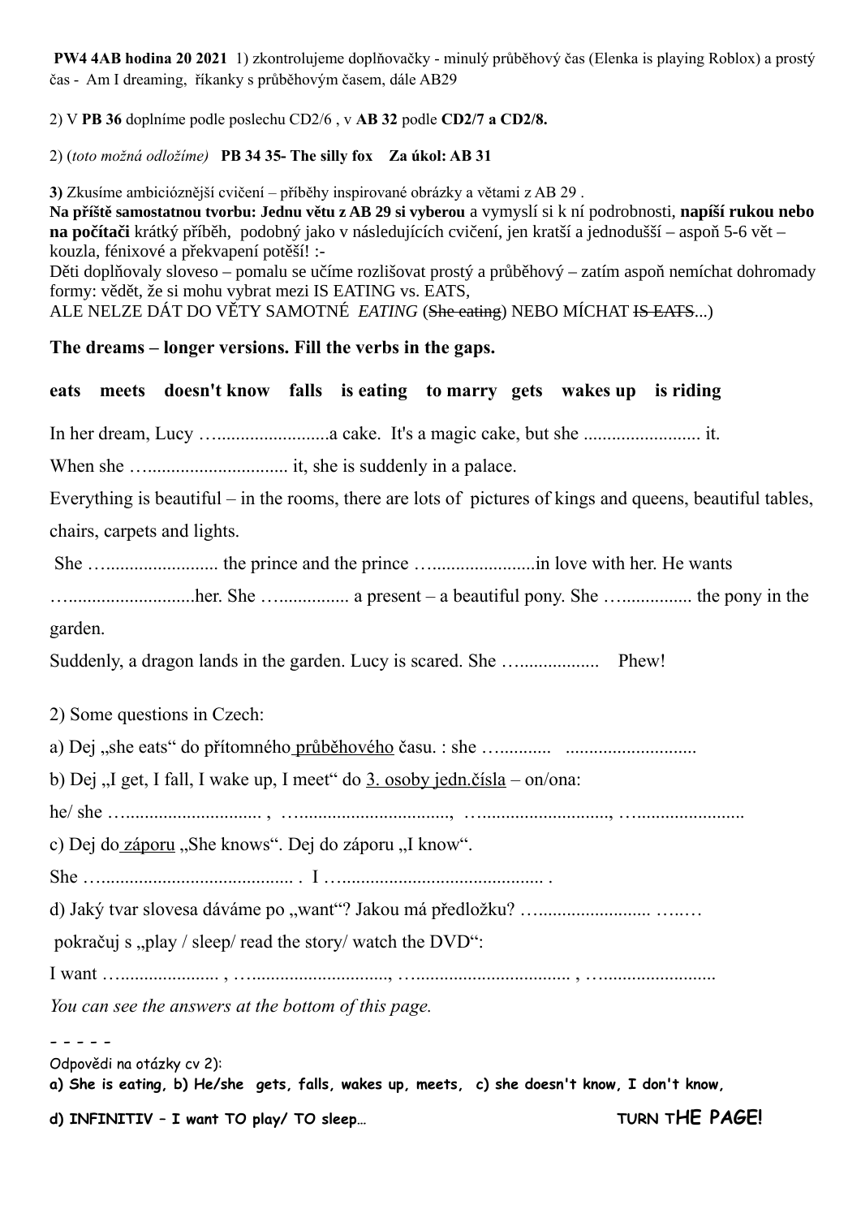**PW4 4AB hodina 20 2021** 1) zkontrolujeme doplňovačky - minulý průběhový čas (Elenka is playing Roblox) a prostý čas - Am I dreaming, říkanky s průběhovým časem, dále AB29

2) V **PB 36** doplníme podle poslechu CD2/6 , v **AB 32** podle **CD2/7 a CD2/8.**

2) (*toto možná odložíme*) **PB 34 35- The silly fox  Za úkol: AB 31**

**3)** Zkusíme ambicióznější cvičení – příběhy inspirované obrázky a větami z AB 29 .
**Na příště samostatnou tvorbu: Jednu větu z AB 29 si vyberou** a vymyslí si k ní podrobnosti, **napíší rukou nebo na počítači** krátký příběh, podobný jako v následujících cvičení, jen kratší a jednodušší – aspoň 5-6 vět – kouzla, fénixové a překvapení potěší! :-
Děti doplňovaly sloveso – pomalu se učíme rozlišovat prostý a průběhový – zatím aspoň nemíchat dohromady formy: vědět, že si mohu vybrat mezi IS EATING vs. EATS,
ALE NELZE DÁT DO VĚTY SAMOTNÉ *EATING* (~~She eating~~) NEBO MÍCHAT ~~IS EATS~~...)

## The dreams – longer versions. Fill the verbs in the gaps.

**eats  meets  doesn't know  falls  is eating  to marry  gets  wakes up  is riding**

In her dream, Lucy …........................a cake. It's a magic cake, but she ......................... it.

When she …............................. it, she is suddenly in a palace.

Everything is beautiful – in the rooms, there are lots of pictures of kings and queens, beautiful tables, chairs, carpets and lights.

She …........................ the prince and the prince …......................in love with her. He wants …..........................her. She …............... a present – a beautiful pony. She …............... the pony in the garden.

Suddenly, a dragon lands in the garden. Lucy is scared. She ….................  Phew!

2) Some questions in Czech:

a) Dej „she eats“ do přítomného průběhového času. : she …..........  ...........................

b) Dej „I get, I fall, I wake up, I meet“ do 3. osoby jedn.čísla – on/ona:

he/ she …............................ , …..............................., …........................., ….......................

c) Dej do záporu „She knows“. Dej do záporu „I know“.

She …....................................... . I …......................................... .

d) Jaký tvar slovesa dáváme po „want“? Jakou má předložku? …....................... …..…

pokračuj s „play / sleep/ read the story/ watch the DVD“:

I want …..................... , …..........................., …............................... , …........................

*You can see the answers at the bottom of this page.*

– – – – –

Odpovědi na otázky cv 2):

**a) She is eating, b) He/she gets, falls, wakes up, meets, c) she doesn't know, I don't know,**

**d) INFINITIV – I want TO play/ TO sleep…**  **TURN THE PAGE!**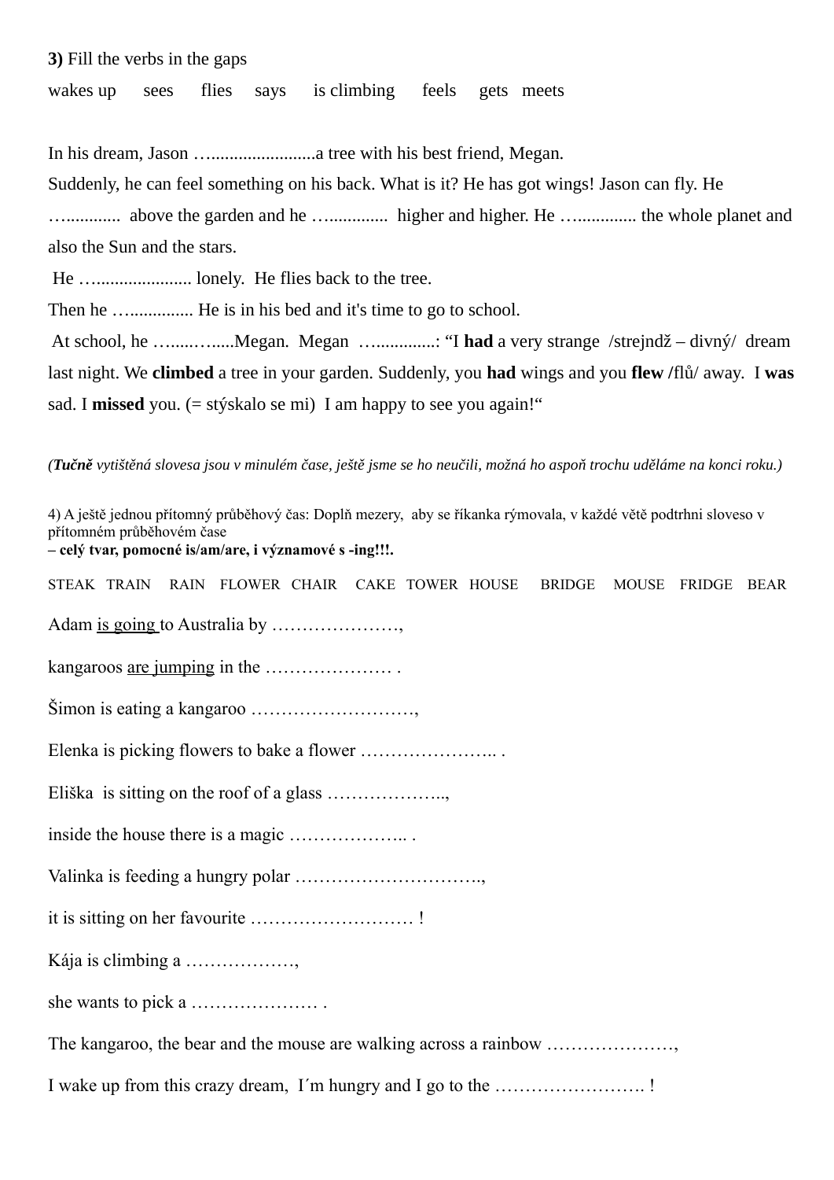**3)** Fill the verbs in the gaps

wakes up   sees   flies   says   is climbing   feels   gets   meets

In his dream, Jason …......................a tree with his best friend, Megan.

Suddenly, he can feel something on his back. What is it? He has got wings! Jason can fly. He …............ above the garden and he …............. higher and higher. He …............. the whole planet and also the Sun and the stars.

He ….................... lonely. He flies back to the tree.

Then he …............... He is in his bed and it's time to go to school.

At school, he …....….....Megan. Megan ….............: "I **had** a very strange /strejndž – divný/ dream last night. We **climbed** a tree in your garden. Suddenly, you **had** wings and you **flew /**flů/ away. I **was** sad. I **missed** you. (= stýskalo se mi) I am happy to see you again!"

*(**Tučně** vytištěná slovesa jsou v minulém čase, ještě jsme se ho neučili, možná ho aspoň trochu uděláme na konci roku.)*

4) A ještě jednou přítomný průběhový čas: Doplň mezery, aby se říkanka rýmovala, v každé větě podtrhni sloveso v přítomném průběhovém čase
**– celý tvar, pomocné is/am/are, i významové s -ing!!!.**

STEAK TRAIN RAIN FLOWER CHAIR CAKE TOWER HOUSE BRIDGE MOUSE FRIDGE BEAR

Adam <u>is going</u> to Australia by …………………,

kangaroos <u>are jumping</u> in the ………………… .

Šimon is eating a kangaroo ………………………,

Elenka is picking flowers to bake a flower ………………….. .

Eliška is sitting on the roof of a glass ……………….,

inside the house there is a magic ……………….. .

Valinka is feeding a hungry polar ………………………….,

it is sitting on her favourite ……………………… !

Kája is climbing a ………………,

she wants to pick a ………………… .

The kangaroo, the bear and the mouse are walking across a rainbow …………………,

I wake up from this crazy dream, I´m hungry and I go to the ……………………. !